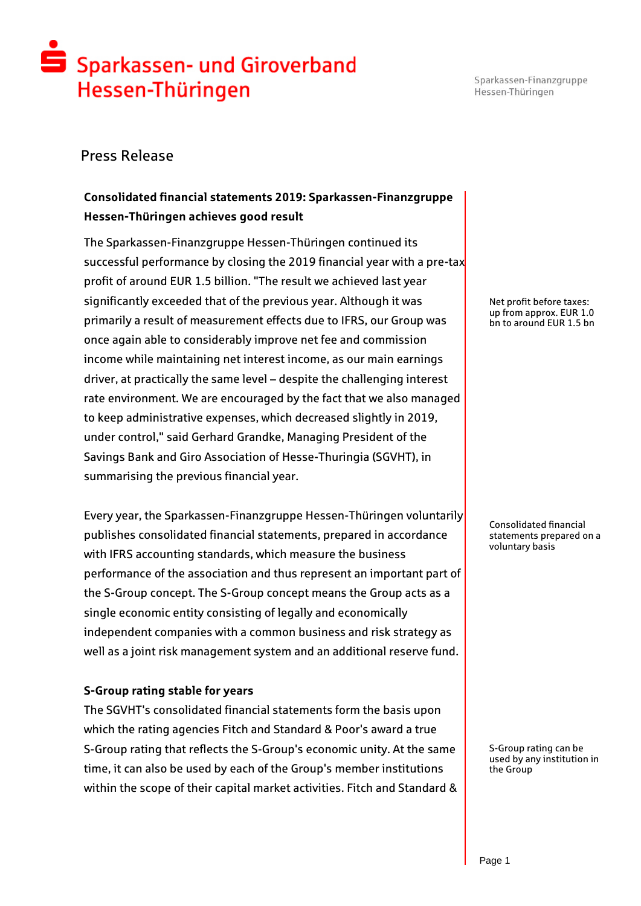# Sparkassen- und Giroverband Hessen-Thüringen

Sparkassen-Finanzgruppe
Hessen-Thüringen

## Press Release

**Consolidated financial statements 2019: Sparkassen-Finanzgruppe Hessen-Thüringen achieves good result**

The Sparkassen-Finanzgruppe Hessen-Thüringen continued its successful performance by closing the 2019 financial year with a pre-tax profit of around EUR 1.5 billion. "The result we achieved last year significantly exceeded that of the previous year. Although it was primarily a result of measurement effects due to IFRS, our Group was once again able to considerably improve net fee and commission income while maintaining net interest income, as our main earnings driver, at practically the same level – despite the challenging interest rate environment. We are encouraged by the fact that we also managed to keep administrative expenses, which decreased slightly in 2019, under control," said Gerhard Grandke, Managing President of the Savings Bank and Giro Association of Hesse-Thuringia (SGVHT), in summarising the previous financial year.

Net profit before taxes: up from approx. EUR 1.0 bn to around EUR 1.5 bn

Every year, the Sparkassen-Finanzgruppe Hessen-Thüringen voluntarily publishes consolidated financial statements, prepared in accordance with IFRS accounting standards, which measure the business performance of the association and thus represent an important part of the S-Group concept. The S-Group concept means the Group acts as a single economic entity consisting of legally and economically independent companies with a common business and risk strategy as well as a joint risk management system and an additional reserve fund.

Consolidated financial statements prepared on a voluntary basis

**S-Group rating stable for years**

The SGVHT's consolidated financial statements form the basis upon which the rating agencies Fitch and Standard & Poor's award a true S-Group rating that reflects the S-Group's economic unity. At the same time, it can also be used by each of the Group's member institutions within the scope of their capital market activities. Fitch and Standard &

S-Group rating can be used by any institution in the Group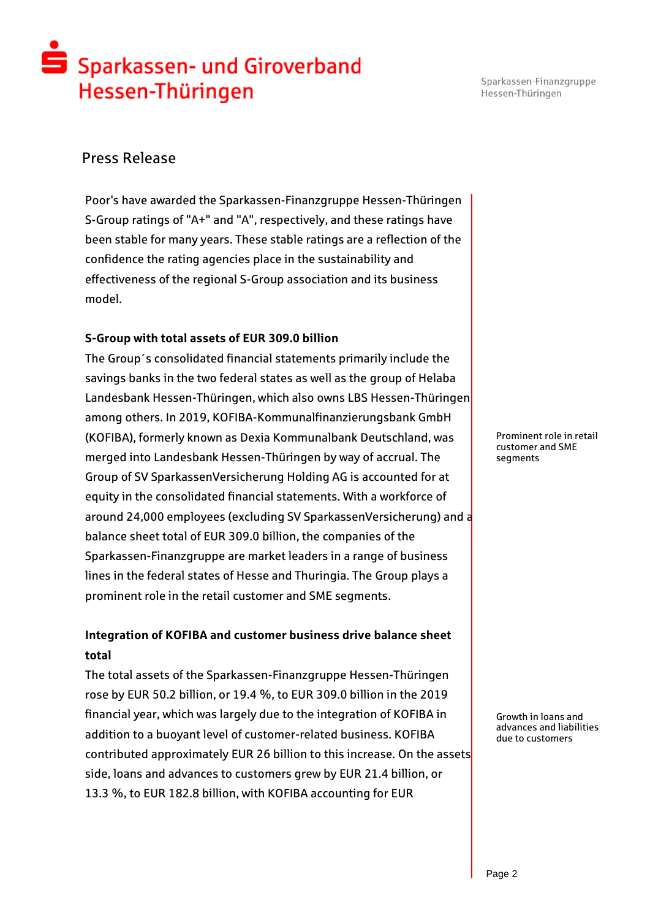Poor's have awarded the Sparkassen-Finanzgruppe Hessen-Thüringen S-Group ratings of "A+" and "A", respectively, and these ratings have been stable for many years. These stable ratings are a reflection of the confidence the rating agencies place in the sustainability and effectiveness of the regional S-Group association and its business model.

**S-Group with total assets of EUR 309.0 billion**

The Group´s consolidated financial statements primarily include the savings banks in the two federal states as well as the group of Helaba Landesbank Hessen-Thüringen, which also owns LBS Hessen-Thüringen among others. In 2019, KOFIBA-Kommunalfinanzierungsbank GmbH (KOFIBA), formerly known as Dexia Kommunalbank Deutschland, was merged into Landesbank Hessen-Thüringen by way of accrual. The Group of SV SparkassenVersicherung Holding AG is accounted for at equity in the consolidated financial statements. With a workforce of around 24,000 employees (excluding SV SparkassenVersicherung) and a balance sheet total of EUR 309.0 billion, the companies of the Sparkassen-Finanzgruppe are market leaders in a range of business lines in the federal states of Hesse and Thuringia. The Group plays a prominent role in the retail customer and SME segments.

Prominent role in retail customer and SME segments

**Integration of KOFIBA and customer business drive balance sheet total**

The total assets of the Sparkassen-Finanzgruppe Hessen-Thüringen rose by EUR 50.2 billion, or 19.4 %, to EUR 309.0 billion in the 2019 financial year, which was largely due to the integration of KOFIBA in addition to a buoyant level of customer-related business. KOFIBA contributed approximately EUR 26 billion to this increase. On the assets side, loans and advances to customers grew by EUR 21.4 billion, or 13.3 %, to EUR 182.8 billion, with KOFIBA accounting for EUR

Growth in loans and advances and liabilities due to customers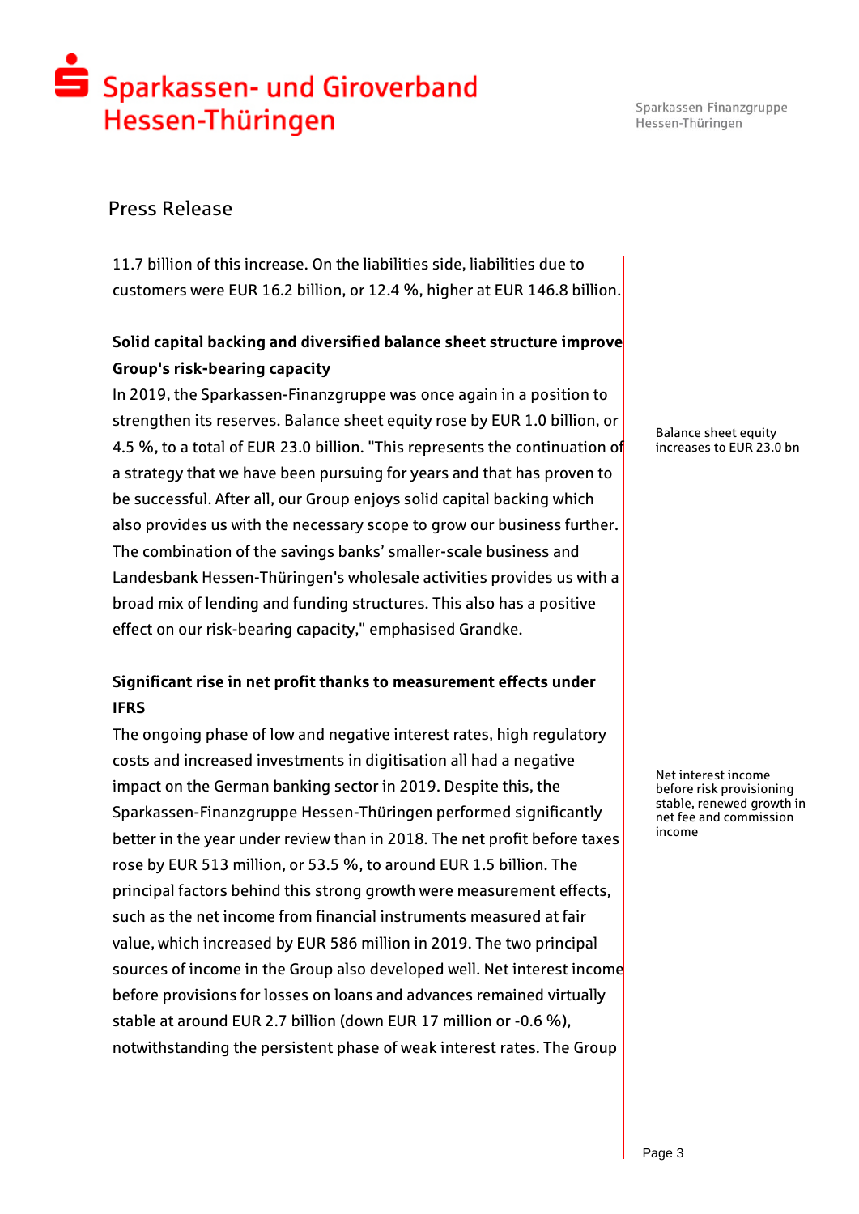11.7 billion of this increase. On the liabilities side, liabilities due to customers were EUR 16.2 billion, or 12.4 %, higher at EUR 146.8 billion.

**Solid capital backing and diversified balance sheet structure improve Group's risk-bearing capacity**

In 2019, the Sparkassen-Finanzgruppe was once again in a position to strengthen its reserves. Balance sheet equity rose by EUR 1.0 billion, or 4.5 %, to a total of EUR 23.0 billion. "This represents the continuation of a strategy that we have been pursuing for years and that has proven to be successful. After all, our Group enjoys solid capital backing which also provides us with the necessary scope to grow our business further. The combination of the savings banks' smaller-scale business and Landesbank Hessen-Thüringen's wholesale activities provides us with a broad mix of lending and funding structures. This also has a positive effect on our risk-bearing capacity," emphasised Grandke.

Balance sheet equity increases to EUR 23.0 bn

**Significant rise in net profit thanks to measurement effects under IFRS**

The ongoing phase of low and negative interest rates, high regulatory costs and increased investments in digitisation all had a negative impact on the German banking sector in 2019. Despite this, the Sparkassen-Finanzgruppe Hessen-Thüringen performed significantly better in the year under review than in 2018. The net profit before taxes rose by EUR 513 million, or 53.5 %, to around EUR 1.5 billion. The principal factors behind this strong growth were measurement effects, such as the net income from financial instruments measured at fair value, which increased by EUR 586 million in 2019. The two principal sources of income in the Group also developed well. Net interest income before provisions for losses on loans and advances remained virtually stable at around EUR 2.7 billion (down EUR 17 million or -0.6 %), notwithstanding the persistent phase of weak interest rates. The Group

Net interest income before risk provisioning stable, renewed growth in net fee and commission income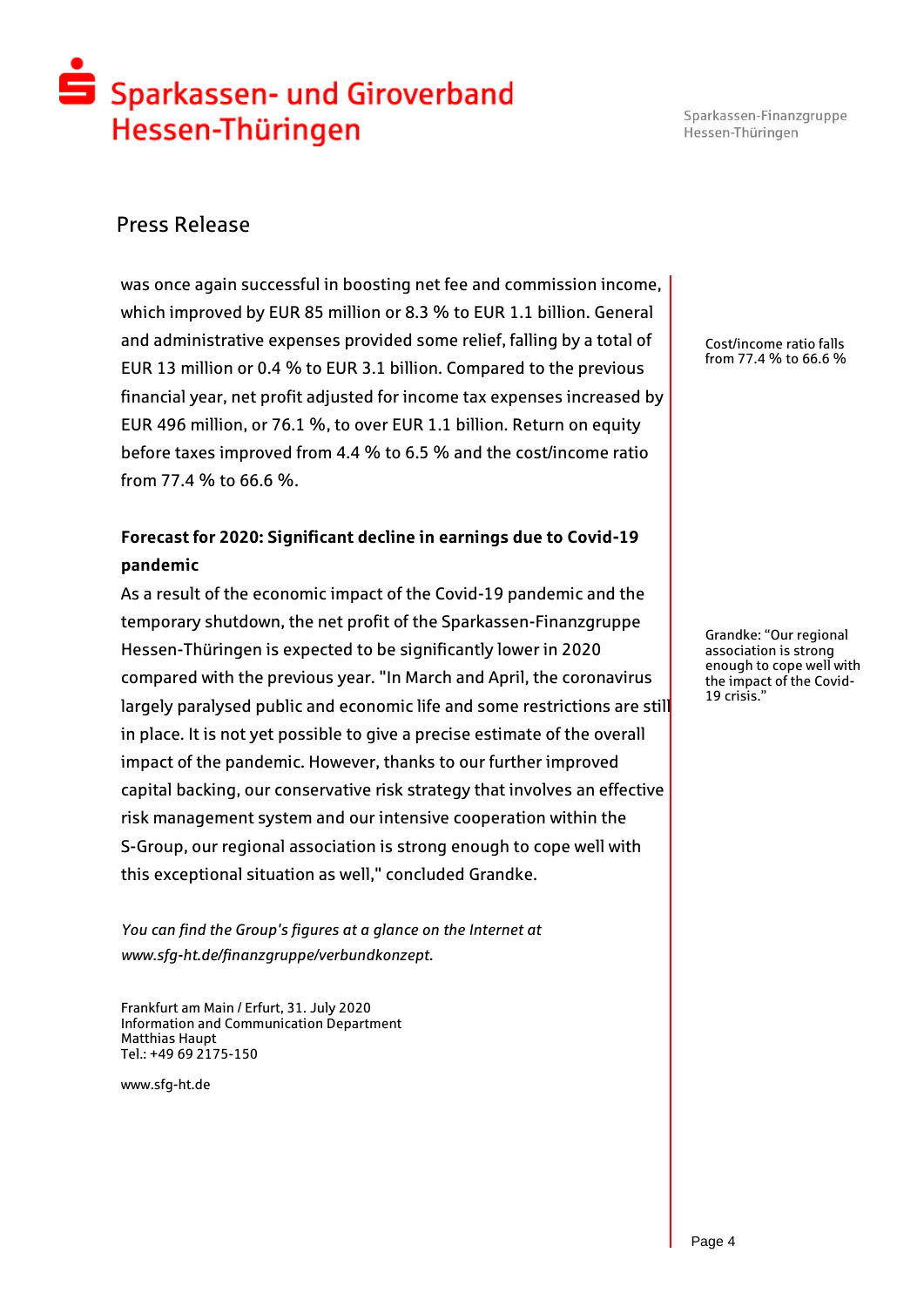was once again successful in boosting net fee and commission income, which improved by EUR 85 million or 8.3 % to EUR 1.1 billion. General and administrative expenses provided some relief, falling by a total of EUR 13 million or 0.4 % to EUR 3.1 billion. Compared to the previous financial year, net profit adjusted for income tax expenses increased by EUR 496 million, or 76.1 %, to over EUR 1.1 billion. Return on equity before taxes improved from 4.4 % to 6.5 % and the cost/income ratio from 77.4 % to 66.6 %.

Cost/income ratio falls from 77.4 % to 66.6 %

**Forecast for 2020: Significant decline in earnings due to Covid-19 pandemic**

As a result of the economic impact of the Covid-19 pandemic and the temporary shutdown, the net profit of the Sparkassen-Finanzgruppe Hessen-Thüringen is expected to be significantly lower in 2020 compared with the previous year. "In March and April, the coronavirus largely paralysed public and economic life and some restrictions are still in place. It is not yet possible to give a precise estimate of the overall impact of the pandemic. However, thanks to our further improved capital backing, our conservative risk strategy that involves an effective risk management system and our intensive cooperation within the S-Group, our regional association is strong enough to cope well with this exceptional situation as well," concluded Grandke.

Grandke: "Our regional association is strong enough to cope well with the impact of the Covid-19 crisis."

*You can find the Group's figures at a glance on the Internet at www.sfg-ht.de/finanzgruppe/verbundkonzept.*

Frankfurt am Main / Erfurt, 31. July 2020
Information and Communication Department
Matthias Haupt
Tel.: +49 69 2175-150

www.sfg-ht.de